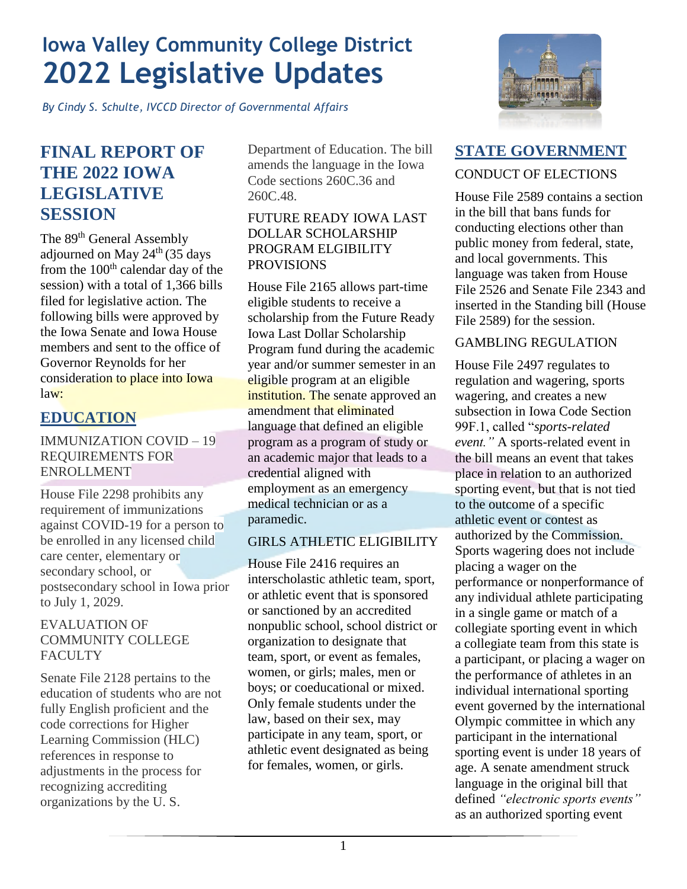# Iowa Valley Community College District
# 2022 Legislative Updates

*By Cindy S. Schulte, IVCCD Director of Governmental Affairs*

## FINAL REPORT OF THE 2022 IOWA LEGISLATIVE SESSION

The 89th General Assembly adjourned on May 24th (35 days from the 100th calendar day of the session) with a total of 1,366 bills filed for legislative action. The following bills were approved by the Iowa Senate and Iowa House members and sent to the office of Governor Reynolds for her consideration to place into Iowa law:

## EDUCATION

### IMMUNIZATION COVID – 19 REQUIREMENTS FOR ENROLLMENT

House File 2298 prohibits any requirement of immunizations against COVID-19 for a person to be enrolled in any licensed child care center, elementary or secondary school, or postsecondary school in Iowa prior to July 1, 2029.

### EVALUATION OF COMMUNITY COLLEGE FACULTY

Senate File 2128 pertains to the education of students who are not fully English proficient and the code corrections for Higher Learning Commission (HLC) references in response to adjustments in the process for recognizing accrediting organizations by the U. S. Department of Education. The bill amends the language in the Iowa Code sections 260C.36 and 260C.48.

### FUTURE READY IOWA LAST DOLLAR SCHOLARSHIP PROGRAM ELGIBILITY PROVISIONS

House File 2165 allows part-time eligible students to receive a scholarship from the Future Ready Iowa Last Dollar Scholarship Program fund during the academic year and/or summer semester in an eligible program at an eligible institution. The senate approved an amendment that eliminated language that defined an eligible program as a program of study or an academic major that leads to a credential aligned with employment as an emergency medical technician or as a paramedic.

### GIRLS ATHLETIC ELIGIBILITY

House File 2416 requires an interscholastic athletic team, sport, or athletic event that is sponsored or sanctioned by an accredited nonpublic school, school district or organization to designate that team, sport, or event as females, women, or girls; males, men or boys; or coeducational or mixed. Only female students under the law, based on their sex, may participate in any team, sport, or athletic event designated as being for females, women, or girls.

## STATE GOVERNMENT

### CONDUCT OF ELECTIONS

House File 2589 contains a section in the bill that bans funds for conducting elections other than public money from federal, state, and local governments. This language was taken from House File 2526 and Senate File 2343 and inserted in the Standing bill (House File 2589) for the session.

### GAMBLING REGULATION

House File 2497 regulates to regulation and wagering, sports wagering, and creates a new subsection in Iowa Code Section 99F.1, called "*sports-related event.*" A sports-related event in the bill means an event that takes place in relation to an authorized sporting event, but that is not tied to the outcome of a specific athletic event or contest as authorized by the Commission. Sports wagering does not include placing a wager on the performance or nonperformance of any individual athlete participating in a single game or match of a collegiate sporting event in which a collegiate team from this state is a participant, or placing a wager on the performance of athletes in an individual international sporting event governed by the international Olympic committee in which any participant in the international sporting event is under 18 years of age. A senate amendment struck language in the original bill that defined *"electronic sports events"* as an authorized sporting event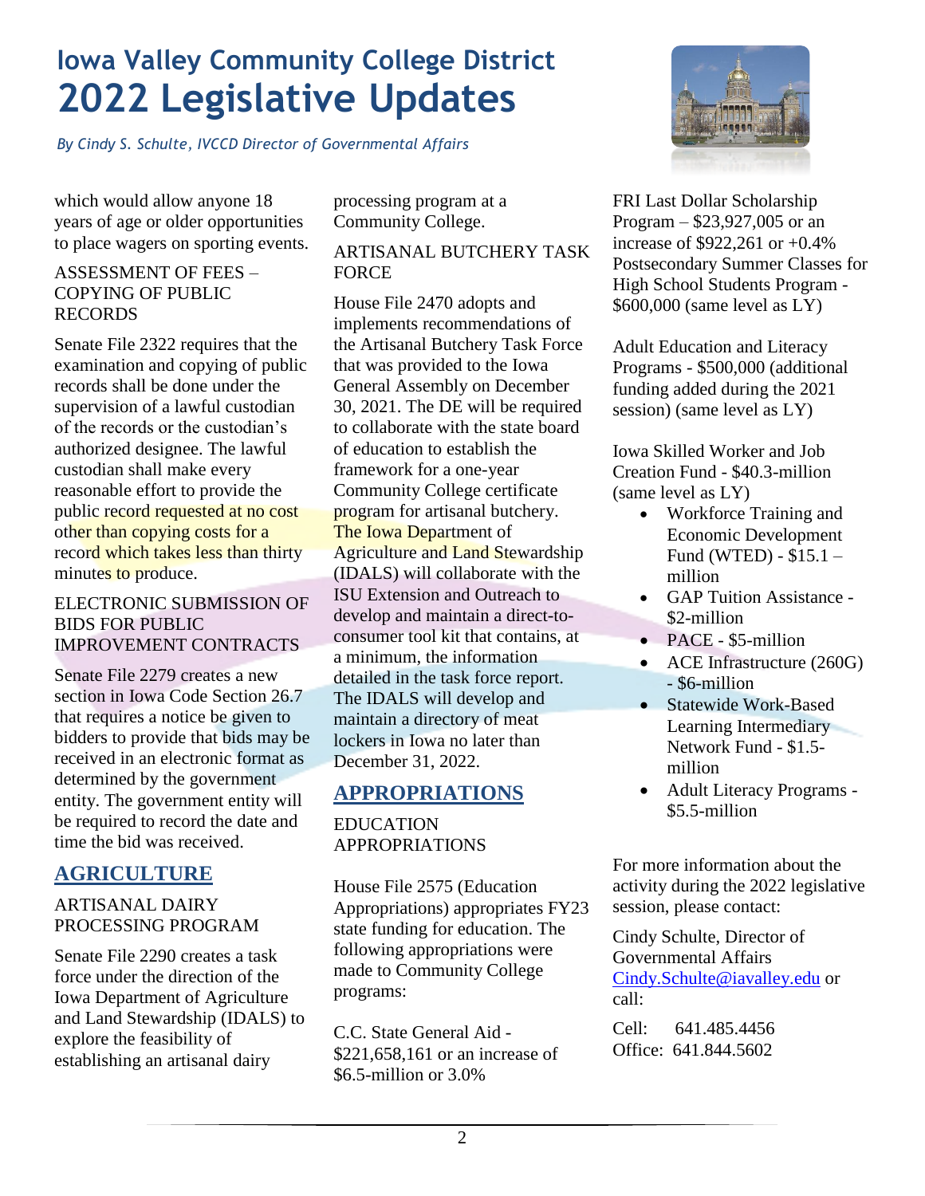# Iowa Valley Community College District
# 2022 Legislative Updates

*By Cindy S. Schulte, IVCCD Director of Governmental Affairs*

which would allow anyone 18 years of age or older opportunities to place wagers on sporting events.

ASSESSMENT OF FEES – COPYING OF PUBLIC RECORDS

Senate File 2322 requires that the examination and copying of public records shall be done under the supervision of a lawful custodian of the records or the custodian's authorized designee. The lawful custodian shall make every reasonable effort to provide the public record requested at no cost other than copying costs for a record which takes less than thirty minutes to produce.

ELECTRONIC SUBMISSION OF BIDS FOR PUBLIC IMPROVEMENT CONTRACTS

Senate File 2279 creates a new section in Iowa Code Section 26.7 that requires a notice be given to bidders to provide that bids may be received in an electronic format as determined by the government entity. The government entity will be required to record the date and time the bid was received.

## AGRICULTURE

ARTISANAL DAIRY PROCESSING PROGRAM

Senate File 2290 creates a task force under the direction of the Iowa Department of Agriculture and Land Stewardship (IDALS) to explore the feasibility of establishing an artisanal dairy processing program at a Community College.

ARTISANAL BUTCHERY TASK FORCE

House File 2470 adopts and implements recommendations of the Artisanal Butchery Task Force that was provided to the Iowa General Assembly on December 30, 2021. The DE will be required to collaborate with the state board of education to establish the framework for a one-year Community College certificate program for artisanal butchery. The Iowa Department of Agriculture and Land Stewardship (IDALS) will collaborate with the ISU Extension and Outreach to develop and maintain a direct-to-consumer tool kit that contains, at a minimum, the information detailed in the task force report. The IDALS will develop and maintain a directory of meat lockers in Iowa no later than December 31, 2022.

## APPROPRIATIONS

EDUCATION APPROPRIATIONS

House File 2575 (Education Appropriations) appropriates FY23 state funding for education. The following appropriations were made to Community College programs:

C.C. State General Aid - $221,658,161 or an increase of $6.5-million or 3.0%

FRI Last Dollar Scholarship Program – $23,927,005 or an increase of $922,261 or +0.4%
Postsecondary Summer Classes for High School Students Program - $600,000 (same level as LY)

Adult Education and Literacy Programs - $500,000 (additional funding added during the 2021 session) (same level as LY)

Iowa Skilled Worker and Job Creation Fund - $40.3-million (same level as LY)

- Workforce Training and Economic Development Fund (WTED) - $15.1 – million
- GAP Tuition Assistance - $2-million
- PACE - $5-million
- ACE Infrastructure (260G) - $6-million
- Statewide Work-Based Learning Intermediary Network Fund - $1.5-million
- Adult Literacy Programs - $5.5-million

For more information about the activity during the 2022 legislative session, please contact:

Cindy Schulte, Director of Governmental Affairs
Cindy.Schulte@iavalley.edu or call:

Cell: 641.485.4456
Office: 641.844.5602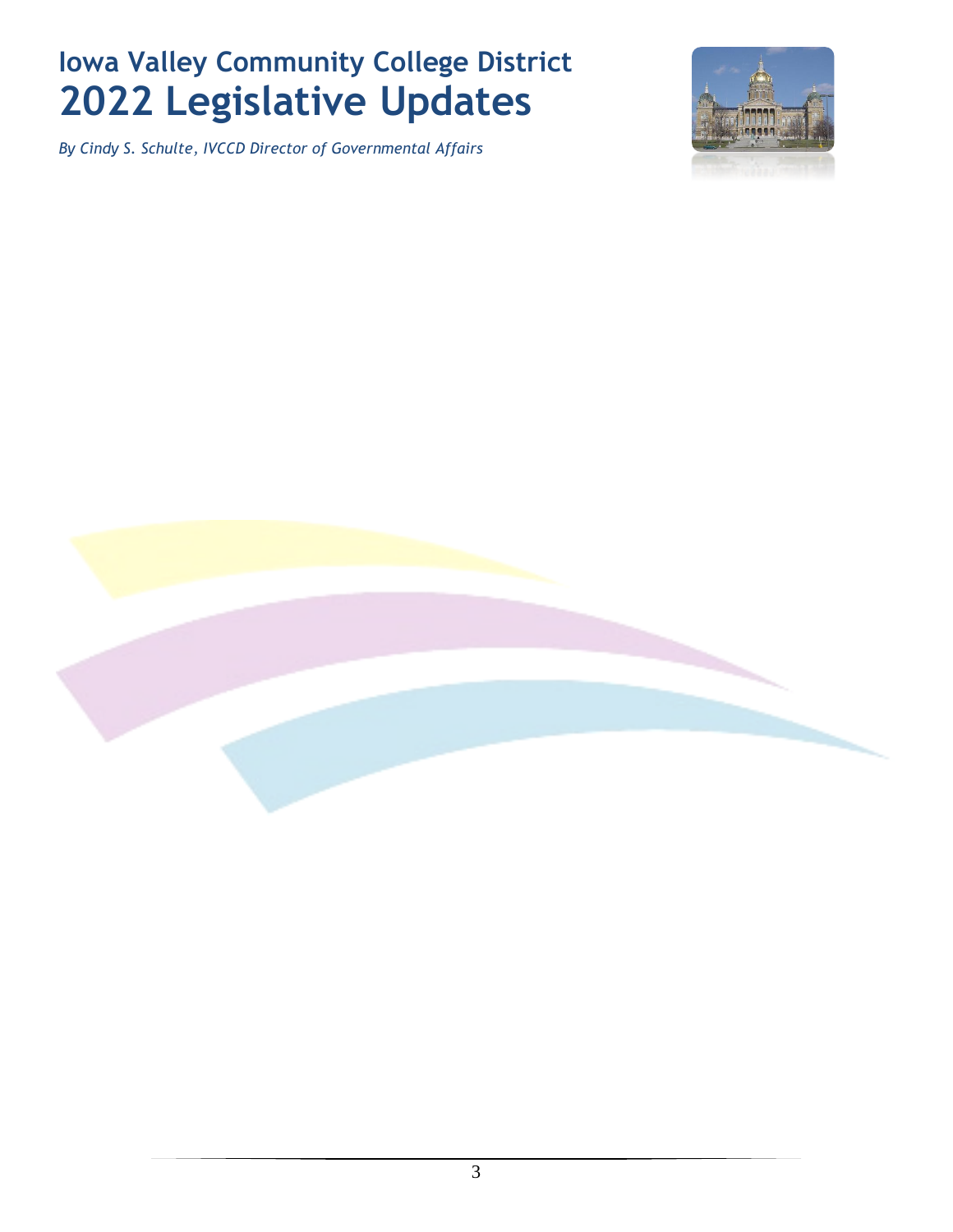# Iowa Valley Community College District
# 2022 Legislative Updates

*By Cindy S. Schulte, IVCCD Director of Governmental Affairs*